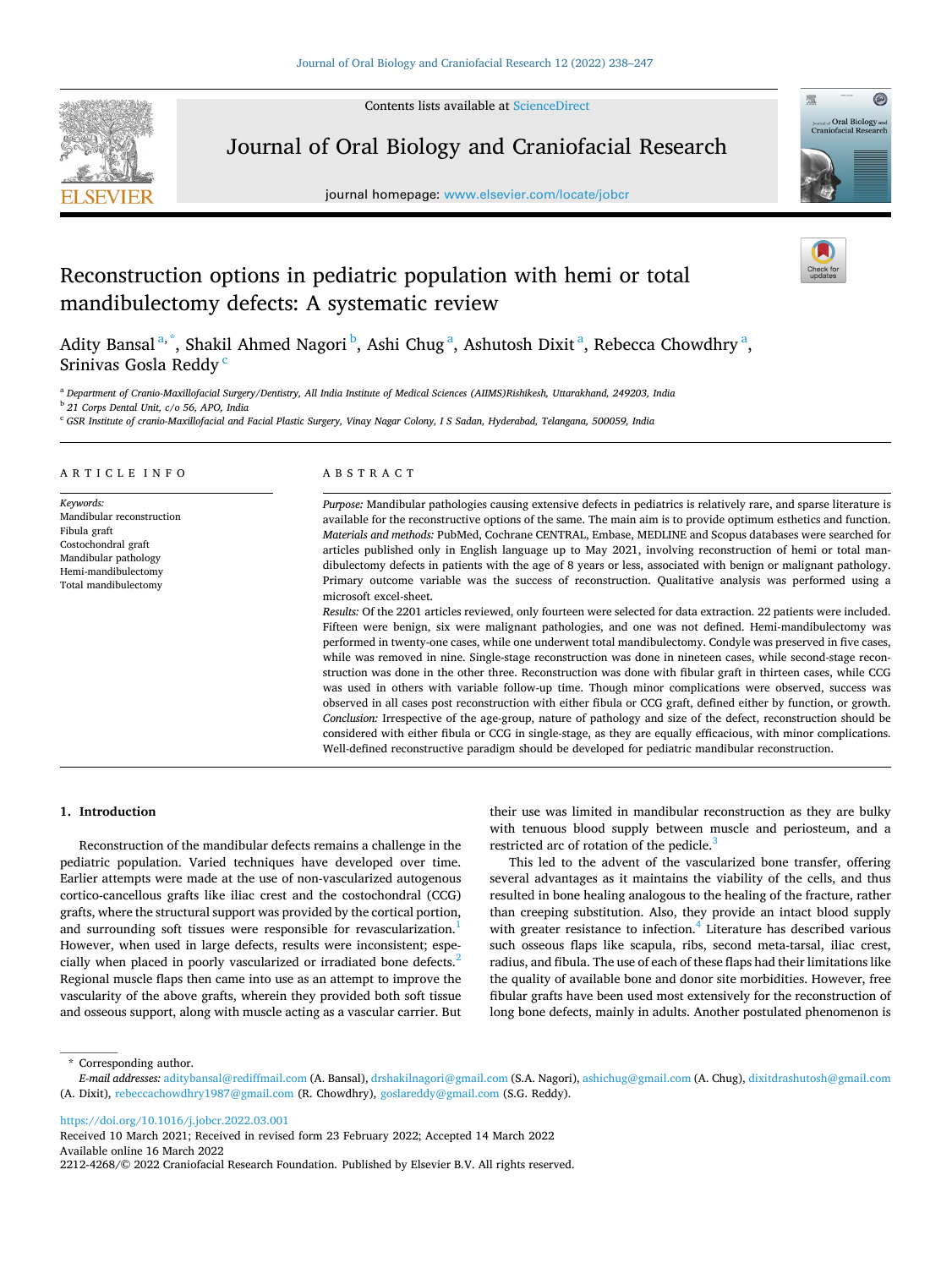# Reconstruction options in pediatric population with hemi or total mandibulectomy defects: A systematic review

Adity Bansal[a,*], Shakil Ahmed Nagori[b], Ashi Chug[a], Ashutosh Dixit[a], Rebecca Chowdhry[a], Srinivas Gosla Reddy[c]

[a] Department of Cranio-Maxillofacial Surgery/Dentistry, All India Institute of Medical Sciences (AIIMS)Rishikesh, Uttarakhand, 249203, India

[b] 21 Corps Dental Unit, c/o 56, APO, India

[c] GSR Institute of cranio-Maxillofacial and Facial Plastic Surgery, Vinay Nagar Colony, I S Sadan, Hyderabad, Telangana, 500059, India

## ARTICLE INFO

*Keywords:*
Mandibular reconstruction
Fibula graft
Costochondral graft
Mandibular pathology
Hemi-mandibulectomy
Total mandibulectomy

## ABSTRACT

*Purpose:* Mandibular pathologies causing extensive defects in pediatrics is relatively rare, and sparse literature is available for the reconstructive options of the same. The main aim is to provide optimum esthetics and function.

*Materials and methods:* PubMed, Cochrane CENTRAL, Embase, MEDLINE and Scopus databases were searched for articles published only in English language up to May 2021, involving reconstruction of hemi or total mandibulectomy defects in patients with the age of 8 years or less, associated with benign or malignant pathology. Primary outcome variable was the success of reconstruction. Qualitative analysis was performed using a microsoft excel-sheet.

*Results:* Of the 2201 articles reviewed, only fourteen were selected for data extraction. 22 patients were included. Fifteen were benign, six were malignant pathologies, and one was not defined. Hemi-mandibulectomy was performed in twenty-one cases, while one underwent total mandibulectomy. Condyle was preserved in five cases, while was removed in nine. Single-stage reconstruction was done in nineteen cases, while second-stage reconstruction was done in the other three. Reconstruction was done with fibular graft in thirteen cases, while CCG was used in others with variable follow-up time. Though minor complications were observed, success was observed in all cases post reconstruction with either fibula or CCG graft, defined either by function, or growth.

*Conclusion:* Irrespective of the age-group, nature of pathology and size of the defect, reconstruction should be considered with either fibula or CCG in single-stage, as they are equally efficacious, with minor complications. Well-defined reconstructive paradigm should be developed for pediatric mandibular reconstruction.

## 1. Introduction

Reconstruction of the mandibular defects remains a challenge in the pediatric population. Varied techniques have developed over time. Earlier attempts were made at the use of non-vascularized autogenous cortico-cancellous grafts like iliac crest and the costochondral (CCG) grafts, where the structural support was provided by the cortical portion, and surrounding soft tissues were responsible for revascularization.[1] However, when used in large defects, results were inconsistent; especially when placed in poorly vascularized or irradiated bone defects.[2] Regional muscle flaps then came into use as an attempt to improve the vascularity of the above grafts, wherein they provided both soft tissue and osseous support, along with muscle acting as a vascular carrier. But their use was limited in mandibular reconstruction as they are bulky with tenuous blood supply between muscle and periosteum, and a restricted arc of rotation of the pedicle.[3]

This led to the advent of the vascularized bone transfer, offering several advantages as it maintains the viability of the cells, and thus resulted in bone healing analogous to the healing of the fracture, rather than creeping substitution. Also, they provide an intact blood supply with greater resistance to infection.[4] Literature has described various such osseous flaps like scapula, ribs, second meta-tarsal, iliac crest, radius, and fibula. The use of each of these flaps had their limitations like the quality of available bone and donor site morbidities. However, free fibular grafts have been used most extensively for the reconstruction of long bone defects, mainly in adults. Another postulated phenomenon is

\* Corresponding author.

*E-mail addresses:* aditybansal@rediffmail.com (A. Bansal), drshakilnagori@gmail.com (S.A. Nagori), ashichug@gmail.com (A. Chug), dixitdrashutosh@gmail.com (A. Dixit), rebeccachowdhry1987@gmail.com (R. Chowdhry), goslareddy@gmail.com (S.G. Reddy).

https://doi.org/10.1016/j.jobcr.2022.03.001

Received 10 March 2021; Received in revised form 23 February 2022; Accepted 14 March 2022

Available online 16 March 2022

2212-4268/© 2022 Craniofacial Research Foundation. Published by Elsevier B.V. All rights reserved.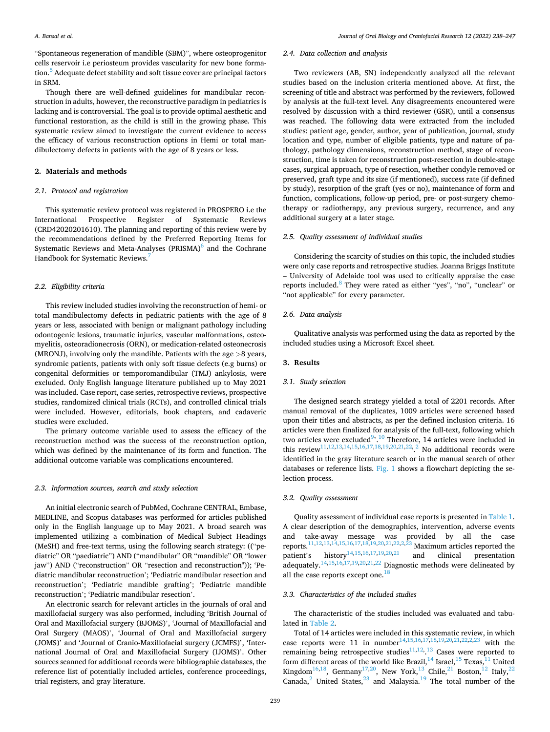"Spontaneous regeneration of mandible (SBM)", where osteoprogenitor cells reservoir i.e periosteum provides vascularity for new bone formation.[5] Adequate defect stability and soft tissue cover are principal factors in SRM.

Though there are well-defined guidelines for mandibular reconstruction in adults, however, the reconstructive paradigm in pediatrics is lacking and is controversial. The goal is to provide optimal aesthetic and functional restoration, as the child is still in the growing phase. This systematic review aimed to investigate the current evidence to access the efficacy of various reconstruction options in Hemi or total mandibulectomy defects in patients with the age of 8 years or less.

## 2. Materials and methods

### 2.1. Protocol and registration

This systematic review protocol was registered in PROSPERO i.e the International Prospective Register of Systematic Reviews (CRD42020201610). The planning and reporting of this review were by the recommendations defined by the Preferred Reporting Items for Systematic Reviews and Meta-Analyses (PRISMA)[6] and the Cochrane Handbook for Systematic Reviews.[7]

### 2.2. Eligibility criteria

This review included studies involving the reconstruction of hemi- or total mandibulectomy defects in pediatric patients with the age of 8 years or less, associated with benign or malignant pathology including odontogenic lesions, traumatic injuries, vascular malformations, osteomyelitis, osteoradionecrosis (ORN), or medication-related osteonecrosis (MRONJ), involving only the mandible. Patients with the age >8 years, syndromic patients, patients with only soft tissue defects (e.g burns) or congenital deformities or temporomandibular (TMJ) ankylosis, were excluded. Only English language literature published up to May 2021 was included. Case report, case series, retrospective reviews, prospective studies, randomized clinical trials (RCTs), and controlled clinical trials were included. However, editorials, book chapters, and cadaveric studies were excluded.

The primary outcome variable used to assess the efficacy of the reconstruction method was the success of the reconstruction option, which was defined by the maintenance of its form and function. The additional outcome variable was complications encountered.

### 2.3. Information sources, search and study selection

An initial electronic search of PubMed, Cochrane CENTRAL, Embase, MEDLINE, and Scopus databases was performed for articles published only in the English language up to May 2021. A broad search was implemented utilizing a combination of Medical Subject Headings (MeSH) and free-text terms, using the following search strategy: (("pediatric" OR "paediatric") AND ("mandibular" OR "mandible" OR "lower jaw") AND ("reconstruction" OR "resection and reconstruction")); 'Pediatric mandibular reconstruction'; 'Pediatric mandibular resection and reconstruction'; 'Pediatric mandible grafting'; 'Pediatric mandible reconstruction'; 'Pediatric mandibular resection'.

An electronic search for relevant articles in the journals of oral and maxillofacial surgery was also performed, including 'British Journal of Oral and Maxillofacial surgery (BJOMS)', 'Journal of Maxillofacial and Oral Surgery (MAOS)', 'Journal of Oral and Maxillofacial surgery (JOMS)' and 'Journal of Cranio-Maxillofacial surgery (JCMFS)', 'International Journal of Oral and Maxillofacial Surgery (IJOMS)'. Other sources scanned for additional records were bibliographic databases, the reference list of potentially included articles, conference proceedings, trial registers, and gray literature.

### 2.4. Data collection and analysis

Two reviewers (AB, SN) independently analyzed all the relevant studies based on the inclusion criteria mentioned above. At first, the screening of title and abstract was performed by the reviewers, followed by analysis at the full-text level. Any disagreements encountered were resolved by discussion with a third reviewer (GSR), until a consensus was reached. The following data were extracted from the included studies: patient age, gender, author, year of publication, journal, study location and type, number of eligible patients, type and nature of pathology, pathology dimensions, reconstruction method, stage of reconstruction, time is taken for reconstruction post-resection in double-stage cases, surgical approach, type of resection, whether condyle removed or preserved, graft type and its size (if mentioned), success rate (if defined by study), resorption of the graft (yes or no), maintenance of form and function, complications, follow-up period, pre- or post-surgery chemotherapy or radiotherapy, any previous surgery, recurrence, and any additional surgery at a later stage.

### 2.5. Quality assessment of individual studies

Considering the scarcity of studies on this topic, the included studies were only case reports and retrospective studies. Joanna Briggs Institute – University of Adelaide tool was used to critically appraise the case reports included.[8] They were rated as either "yes", "no", "unclear" or "not applicable" for every parameter.

### 2.6. Data analysis

Qualitative analysis was performed using the data as reported by the included studies using a Microsoft Excel sheet.

## 3. Results

### 3.1. Study selection

The designed search strategy yielded a total of 2201 records. After manual removal of the duplicates, 1009 articles were screened based upon their titles and abstracts, as per the defined inclusion criteria. 16 articles were then finalized for analysis of the full-text, following which two articles were excluded[9],[10] Therefore, 14 articles were included in this review[11,12,13,14,15,16,17,18,19,20,21,22],[2] No additional records were identified in the gray literature search or in the manual search of other databases or reference lists. Fig. 1 shows a flowchart depicting the selection process.

### 3.2. Quality assessment

Quality assessment of individual case reports is presented in Table 1. A clear description of the demographics, intervention, adverse events and take-away message was provided by all the case reports.[11,12,13,14,15,16,17,18,19,20,21,22,2,23] Maximum articles reported the patient's history[14,15,16,17,19,20,21] and clinical presentation adequately.[14,15,16,17,19,20,21,22] Diagnostic methods were delineated by all the case reports except one.[18]

### 3.3. Characteristics of the included studies

The characteristic of the studies included was evaluated and tabulated in Table 2.

Total of 14 articles were included in this systematic review, in which case reports were 11 in number[14,15,16,17,18,19,20,21,22,2,23] with the remaining being retrospective studies[11,12],[13] Cases were reported to form different areas of the world like Brazil,[14] Israel,[15] Texas,[11] United Kingdom[16,18], Germany[17,20], New York,[13] Chile,[21] Boston,[12] Italy,[22] Canada,[2] United States,[23] and Malaysia.[19] The total number of the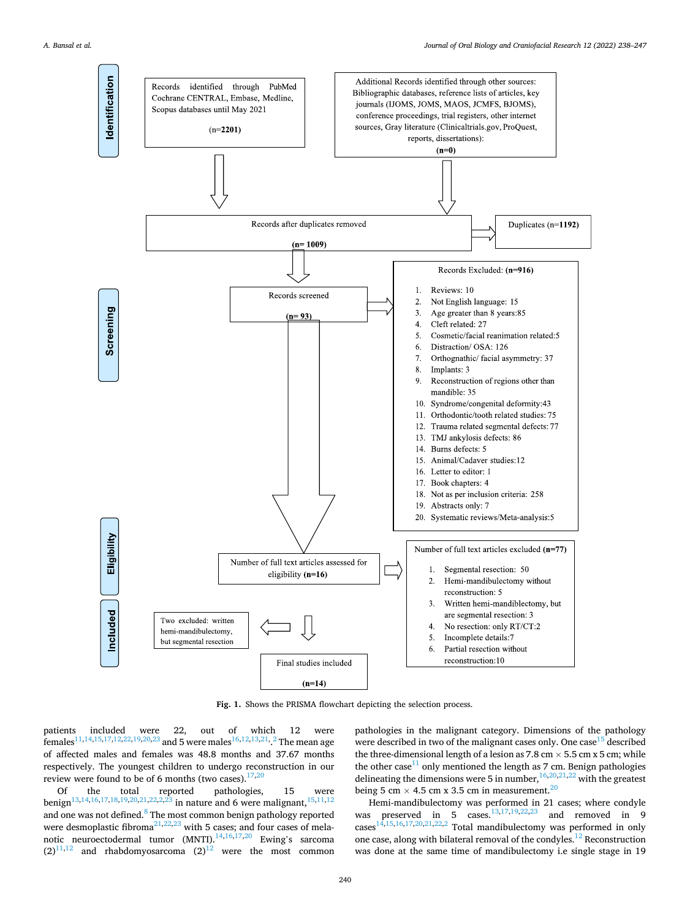**Identification**

Records identified through PubMed Cochrane CENTRAL, Embase, Medline, Scopus databases until May 2021

(n=**2201**)

Additional Records identified through other sources: Bibliographic databases, reference lists of articles, key journals (IJOMS, JOMS, MAOS, JCMFS, BJOMS), conference proceedings, trial registers, other internet sources, Gray literature (Clinicaltrials.gov, ProQuest, reports, dissertations):

**(n=0)**

Records after duplicates removed

**(n= 1009)**

Duplicates (n=**1192**)

**Screening**

Records screened

**(n= 93)**

Records Excluded: **(n=916)**

1. Reviews: 10
2. Not English language: 15
3. Age greater than 8 years:85
4. Cleft related: 27
5. Cosmetic/facial reanimation related:5
6. Distraction/ OSA: 126
7. Orthognathic/ facial asymmetry: 37
8. Implants: 3
9. Reconstruction of regions other than mandible: 35
10. Syndrome/congenital deformity:43
11. Orthodontic/tooth related studies: 75
12. Trauma related segmental defects: 77
13. TMJ ankylosis defects: 86
14. Burns defects: 5
15. Animal/Cadaver studies:12
16. Letter to editor: 1
17. Book chapters: 4
18. Not as per inclusion criteria: 258
19. Abstracts only: 7
20. Systematic reviews/Meta-analysis:5

**Eligibility**

Number of full text articles assessed for eligibility **(n=16)**

Number of full text articles excluded **(n=77)**

1. Segmental resection: 50
2. Hemi-mandibulectomy without reconstruction: 5
3. Written hemi-mandibulectomy, but are segmental resection: 3
4. No resection: only RT/CT:2
5. Incomplete details:7
6. Partial resection without reconstruction:10

**Included**

Two excluded: written hemi-mandibulectomy, but segmental resection

Final studies included

**(n=14)**

**Fig. 1.** Shows the PRISMA flowchart depicting the selection process.

patients included were 22, out of which 12 were females[11,14,15,17,12,22,19,20,23] and 5 were males[16,12,13,21,2]. The mean age of affected males and females was 48.8 months and 37.67 months respectively. The youngest children to undergo reconstruction in our review were found to be of 6 months (two cases).[17,20]

Of the total reported pathologies, 15 were benign[13,14,16,17,18,19,20,21,22,2,23] in nature and 6 were malignant,[15,11,12] and one was not defined.[8] The most common benign pathology reported were desmoplastic fibroma[21,22,23] with 5 cases; and four cases of melanotic neuroectodermal tumor (MNTI).[14,16,17,20] Ewing's sarcoma (2)[11,12] and rhabdomyosarcoma (2)[12] were the most common pathologies in the malignant category. Dimensions of the pathology were described in two of the malignant cases only. One case[15] described the three-dimensional length of a lesion as 7.8 cm × 5.5 cm x 5 cm; while the other case[11] only mentioned the length as 7 cm. Benign pathologies delineating the dimensions were 5 in number,[16,20,21,22] with the greatest being 5 cm × 4.5 cm x 3.5 cm in measurement.[20]

Hemi-mandibulectomy was performed in 21 cases; where condyle was preserved in 5 cases.[13,17,19,22,23] and removed in 9 cases[14,15,16,17,20,21,22,2] Total mandibulectomy was performed in only one case, along with bilateral removal of the condyles.[12] Reconstruction was done at the same time of mandibulectomy i.e single stage in 19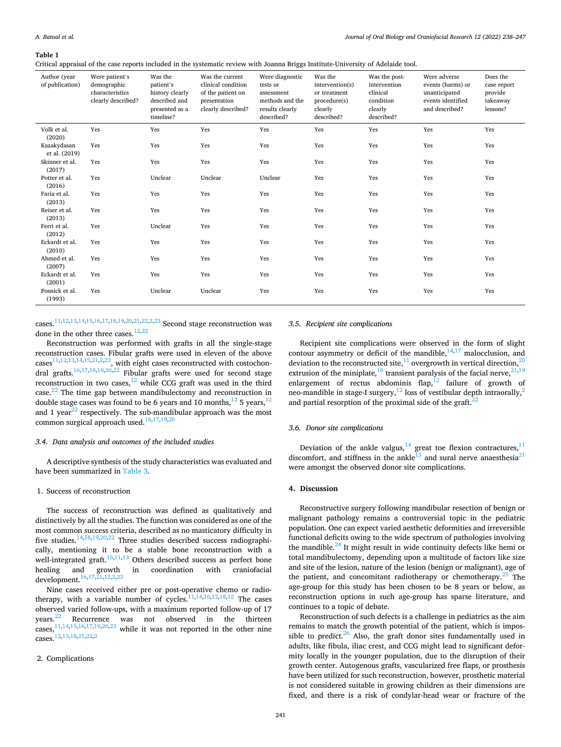**Table 1**
Critical appraisal of the case reports included in the systematic review with Joanna Briggs Institute-University of Adelaide tool.

| Author (year of publication) | Were patient's demographic characteristics clearly described? | Was the patient's history clearly described and presented as a timeline? | Was the current clinical condition of the patient on presentation clearly described? | Were diagnostic tests or assessment methods and the results clearly described? | Was the intervention(s) or treatment procedure(s) clearly described? | Was the post-intervention clinical condition clearly described? | Were adverse events (harms) or unanticipated events identified and described? | Does the case report provide takeaway lessons? |
|---|---|---|---|---|---|---|---|---|
| Volk et al. (2020) | Yes | Yes | Yes | Yes | Yes | Yes | Yes | Yes |
| Kazakydasan et al. (2019) | Yes | Yes | Yes | Yes | Yes | Yes | Yes | Yes |
| Skinner et al. (2017) | Yes | Yes | Yes | Yes | Yes | Yes | Yes | Yes |
| Potter et al. (2016) | Yes | Unclear | Unclear | Unclear | Yes | Yes | Yes | Yes |
| Faria et al. (2013) | Yes | Yes | Yes | Yes | Yes | Yes | Yes | Yes |
| Reiser et al. (2013) | Yes | Yes | Yes | Yes | Yes | Yes | Yes | Yes |
| Ferri et al. (2012) | Yes | Unclear | Yes | Yes | Yes | Yes | Yes | Yes |
| Eckardt et al. (2010) | Yes | Yes | Yes | Yes | Yes | Yes | Yes | Yes |
| Ahmed et al. (2007) | Yes | Yes | Yes | Yes | Yes | Yes | Yes | Yes |
| Eckardt et al. (2001) | Yes | Yes | Yes | Yes | Yes | Yes | Yes | Yes |
| Posnick et al. (1993) | Yes | Unclear | Unclear | Yes | Yes | Yes | Yes | Yes |

cases.[11,12,13,14,15,16,17,18,19,20,21,22,2,23] Second stage reconstruction was done in the other three cases.[12,22]

Reconstruction was performed with grafts in all the single-stage reconstruction cases. Fibular grafts were used in eleven of the above cases[11,12,13,14,15,21,2,23], with eight cases reconstructed with costochondral grafts.[16,17,18,19,20,22] Fibular grafts were used for second stage reconstruction in two cases,[12] while CCG graft was used in the third case.[22] The time gap between mandibulectomy and reconstruction in double stage cases was found to be 6 years and 10 months,[12] 5 years,[12] and 1 year[22] respectively. The sub-mandibular approach was the most common surgical approach used.[16,17,19,20]

### 3.4. Data analysis and outcomes of the included studies

A descriptive synthesis of the study characteristics was evaluated and have been summarized in Table 3.

1. Success of reconstruction

The success of reconstruction was defined as qualitatively and distinctively by all the studies. The function was considered as one of the most common success criteria, described as no masticatory difficulty in five studies.[14,18,19,20,22] Three studies described success radiographically, mentioning it to be a stable bone reconstruction with a well-integrated graft.[15,11,13] Others described success as perfect bone healing and growth in coordination with craniofacial development.[16,17,21,12,2,23]

Nine cases received either pre or post-operative chemo or radiotherapy, with a variable number of cycles.[11,14,16,12,18,12] The cases observed varied follow-ups, with a maximum reported follow-up of 17 years.[22] Recurrence was not observed in the thirteen cases,[11,14,15,16,17,19,20,23] while it was not reported in the other nine cases.[12,13,18,21,22,2]

2. Complications

### 3.5. Recipient site complications

Recipient site complications were observed in the form of slight contour asymmetry or deficit of the mandible,[14,17] malocclusion, and deviation to the reconstructed site,[11] overgrowth in vertical direction,[20] extrusion of the miniplate,[16] transient paralysis of the facial nerve,[21,19] enlargement of rectus abdominis flap,[12] failure of growth of neo-mandible in stage-I surgery,[12] loss of vestibular depth intraorally,[2] and partial resorption of the proximal side of the graft.[22]

### 3.6. Donor site complications

Deviation of the ankle valgus,[14] great toe flexion contractures,[11] discomfort, and stiffness in the ankle[13] and sural nerve anaesthesia[21] were amongst the observed donor site complications.

## 4. Discussion

Reconstructive surgery following mandibular resection of benign or malignant pathology remains a controversial topic in the pediatric population. One can expect varied aesthetic deformities and irreversible functional deficits owing to the wide spectrum of pathologies involving the mandible.[24] It might result in wide continuity defects like hemi or total mandibulectomy, depending upon a multitude of factors like size and site of the lesion, nature of the lesion (benign or malignant), age of the patient, and concomitant radiotherapy or chemotherapy.[25] The age-group for this study has been chosen to be 8 years or below, as reconstruction options in such age-group has sparse literature, and continues to a topic of debate.

Reconstruction of such defects is a challenge in pediatrics as the aim remains to match the growth potential of the patient, which is impossible to predict.[26] Also, the graft donor sites fundamentally used in adults, like fibula, iliac crest, and CCG might lead to significant deformity locally in the younger population, due to the disruption of their growth center. Autogenous grafts, vascularized free flaps, or prosthesis have been utilized for such reconstruction, however, prosthetic material is not considered suitable in growing children as their dimensions are fixed, and there is a risk of condylar-head wear or fracture of the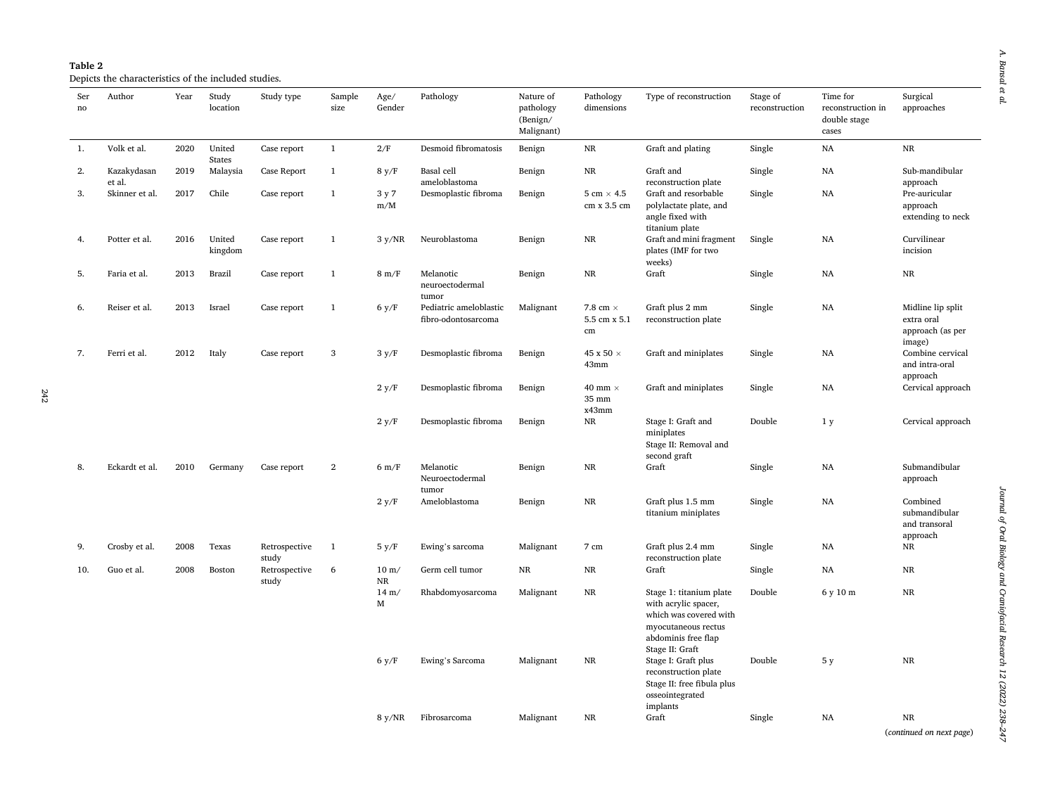**Table 2**
Depicts the characteristics of the included studies.

| Ser no | Author | Year | Study location | Study type | Sample size | Age/ Gender | Pathology | Nature of pathology (Benign/ Malignant) | Pathology dimensions | Type of reconstruction | Stage of reconstruction | Time for reconstruction in double stage cases | Surgical approaches |
|---|---|---|---|---|---|---|---|---|---|---|---|---|---|
| 1. | Volk et al. | 2020 | United States | Case report | 1 | 2/F | Desmoid fibromatosis | Benign | NR | Graft and plating | Single | NA | NR |
| 2. | Kazakydasan et al. | 2019 | Malaysia | Case Report | 1 | 8 y/F | Basal cell ameloblastoma | Benign | NR | Graft and reconstruction plate | Single | NA | Sub-mandibular approach |
| 3. | Skinner et al. | 2017 | Chile | Case report | 1 | 3 y 7 m/M | Desmoplastic fibroma | Benign | 5 cm × 4.5 cm x 3.5 cm | Graft and resorbable polylactate plate, and angle fixed with titanium plate | Single | NA | Pre-auricular approach extending to neck |
| 4. | Potter et al. | 2016 | United kingdom | Case report | 1 | 3 y/NR | Neuroblastoma | Benign | NR | Graft and mini fragment plates (IMF for two weeks) | Single | NA | Curvilinear incision |
| 5. | Faria et al. | 2013 | Brazil | Case report | 1 | 8 m/F | Melanotic neuroectodermal tumor | Benign | NR | Graft | Single | NA | NR |
| 6. | Reiser et al. | 2013 | Israel | Case report | 1 | 6 y/F | Pediatric ameloblastic fibro-odontosarcoma | Malignant | 7.8 cm × 5.5 cm x 5.1 cm | Graft plus 2 mm reconstruction plate | Single | NA | Midline lip split extra oral approach (as per image) |
| 7. | Ferri et al. | 2012 | Italy | Case report | 3 | 3 y/F | Desmoplastic fibroma | Benign | 45 x 50 × 43mm | Graft and miniplates | Single | NA | Combine cervical and intra-oral approach |
| | | | | | | 2 y/F | Desmoplastic fibroma | Benign | 40 mm × 35 mm x43mm | Graft and miniplates | Single | NA | Cervical approach |
| | | | | | | 2 y/F | Desmoplastic fibroma | Benign | NR | Stage I: Graft and miniplates Stage II: Removal and second graft | Double | 1 y | Cervical approach |
| 8. | Eckardt et al. | 2010 | Germany | Case report | 2 | 6 m/F | Melanotic Neuroectodermal tumor | Benign | NR | Graft | Single | NA | Submandibular approach |
| | | | | | | 2 y/F | Ameloblastoma | Benign | NR | Graft plus 1.5 mm titanium miniplates | Single | NA | Combined submandibular and transoral approach |
| 9. | Crosby et al. | 2008 | Texas | Retrospective study | 1 | 5 y/F | Ewing's sarcoma | Malignant | 7 cm | Graft plus 2.4 mm reconstruction plate | Single | NA | NR |
| 10. | Guo et al. | 2008 | Boston | Retrospective study | 6 | 10 m/ NR | Germ cell tumor | NR | NR | Graft | Single | NA | NR |
| | | | | | | 14 m/ M | Rhabdomyosarcoma | Malignant | NR | Stage 1: titanium plate with acrylic spacer, which was covered with myocutaneous rectus abdominis free flap Stage II: Graft | Double | 6 y 10 m | NR |
| | | | | | | 6 y/F | Ewing's Sarcoma | Malignant | NR | Stage I: Graft plus reconstruction plate Stage II: free fibula plus osseointegrated implants | Double | 5 y | NR |
| | | | | | | 8 y/NR | Fibrosarcoma | Malignant | NR | Graft | Single | NA | NR |

(*continued on next page*)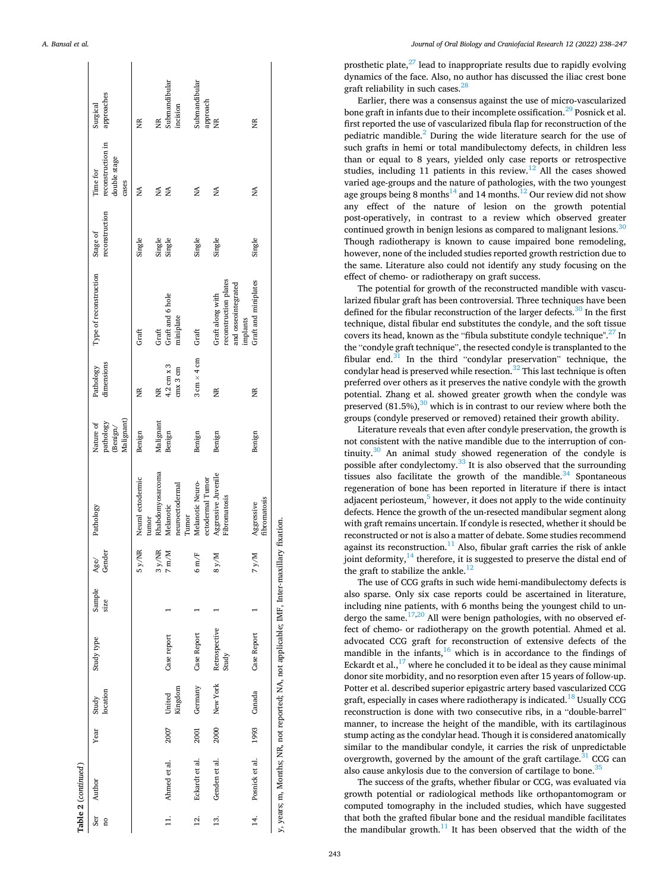Table 2 (continued)

| Ser no | Author | Year | Study location | Study type | Sample size | Age/ Gender | Pathology | Nature of pathology (Benign/ Malignant) | Pathology dimensions | Type of reconstruction | Stage of reconstruction | Time for reconstruction in double stage cases | Surgical approaches |
|---|---|---|---|---|---|---|---|---|---|---|---|---|---|
| | | | | | | 5 y/NR | Neural ectodermic tumor | Benign | NR | Graft | Single | NA | NR |
| | | | | | | 3 y/NR | Rhabdomyosarcoma | Malignant | NR | Graft | Single | NA | NR |
| 11. | Ahmed et al. | 2007 | United Kingdom | Case report | 1 | 7 m/M | Melanotic neuroectodermal Tumor | Benign | 4.2 cm x 3 cmx 3 cm | Graft and 6 hole miniplate | Single | NA | Submandibular incision |
| 12. | Eckardt et al. | 2001 | Germany | Case Report | 1 | 6 m/F | Melanotic Neuro-ectodermal Tumor | Benign | 3 cm × 4 cm | Graft | Single | NA | Submandibular approach |
| 13. | Genden et al. | 2000 | New York | Retrospective Study | 1 | 8 y/M | Aggressive Juvenile Fibromatosis | Benign | NR | Graft along with reconstruction plates and osseointegrated implants | Single | NA | NR |
| 14. | Posnick et al. | 1993 | Canada | Case Report | 1 | 7 y/M | Aggressive fibromatosis | Benign | NR | Graft and miniplates | Single | NA | NR |

y, years; m, Months; NR, not reported; NA, not applicable; IMF, Inter-maxillary fixation.

prosthetic plate,[27] lead to inappropriate results due to rapidly evolving dynamics of the face. Also, no author has discussed the iliac crest bone graft reliability in such cases.[28]

Earlier, there was a consensus against the use of micro-vascularized bone graft in infants due to their incomplete ossification.[29] Posnick et al. first reported the use of vascularized fibula flap for reconstruction of the pediatric mandible.[2] During the wide literature search for the use of such grafts in hemi or total mandibulectomy defects, in children less than or equal to 8 years, yielded only case reports or retrospective studies, including 11 patients in this review.[12] All the cases showed varied age-groups and the nature of pathologies, with the two youngest age groups being 8 months[14] and 14 months.[12] Our review did not show any effect of the nature of lesion on the growth potential post-operatively, in contrast to a review which observed greater continued growth in benign lesions as compared to malignant lesions.[30] Though radiotherapy is known to cause impaired bone remodeling, however, none of the included studies reported growth restriction due to the same. Literature also could not identify any study focusing on the effect of chemo- or radiotherapy on graft success.

The potential for growth of the reconstructed mandible with vascularized fibular graft has been controversial. Three techniques have been defined for the fibular reconstruction of the larger defects.[30] In the first technique, distal fibular end substitutes the condyle, and the soft tissue covers its head, known as the "fibula substitute condyle technique".[27] In the "condyle graft technique", the resected condyle is transplanted to the fibular end.[31] In the third "condylar preservation" technique, the condylar head is preserved while resection.[32] This last technique is often preferred over others as it preserves the native condyle with the growth potential. Zhang et al. showed greater growth when the condyle was preserved (81.5%),[30] which is in contrast to our review where both the groups (condyle preserved or removed) retained their growth ability.

Literature reveals that even after condyle preservation, the growth is not consistent with the native mandible due to the interruption of continuity.[30] An animal study showed regeneration of the condyle is possible after condylectomy.[33] It is also observed that the surrounding tissues also facilitate the growth of the mandible.[34] Spontaneous regeneration of bone has been reported in literature if there is intact adjacent periosteum,[5] however, it does not apply to the wide continuity defects. Hence the growth of the un-resected mandibular segment along with graft remains uncertain. If condyle is resected, whether it should be reconstructed or not is also a matter of debate. Some studies recommend against its reconstruction.[11] Also, fibular graft carries the risk of ankle joint deformity,[14] therefore, it is suggested to preserve the distal end of the graft to stabilize the ankle.[12]

The use of CCG grafts in such wide hemi-mandibulectomy defects is also sparse. Only six case reports could be ascertained in literature, including nine patients, with 6 months being the youngest child to undergo the same.[17,20] All were benign pathologies, with no observed effect of chemo- or radiotherapy on the growth potential. Ahmed et al. advocated CCG graft for reconstruction of extensive defects of the mandible in the infants,[16] which is in accordance to the findings of Eckardt et al.,[17] where he concluded it to be ideal as they cause minimal donor site morbidity, and no resorption even after 15 years of follow-up. Potter et al. described superior epigastric artery based vascularized CCG graft, especially in cases where radiotherapy is indicated.[18] Usually CCG reconstruction is done with two consecutive ribs, in a "double-barrel" manner, to increase the height of the mandible, with its cartilaginous stump acting as the condylar head. Though it is considered anatomically similar to the mandibular condyle, it carries the risk of unpredictable overgrowth, governed by the amount of the graft cartilage.[31] CCG can also cause ankylosis due to the conversion of cartilage to bone.[35]

The success of the grafts, whether fibular or CCG, was evaluated via growth potential or radiological methods like orthopantomogram or computed tomography in the included studies, which have suggested that both the grafted fibular bone and the residual mandible facilitates the mandibular growth.[11] It has been observed that the width of the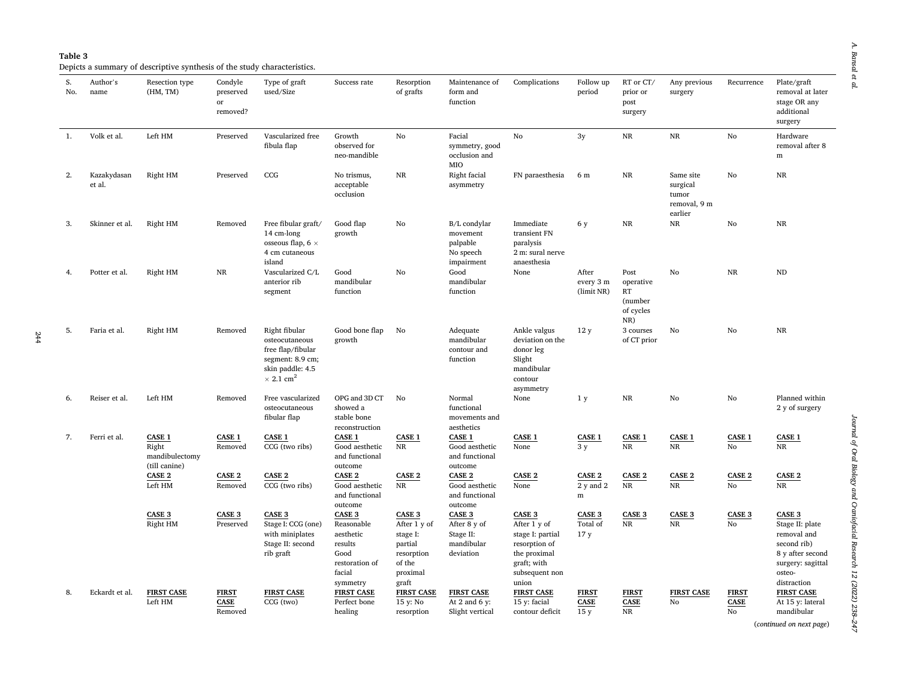**Table 3**

Depicts a summary of descriptive synthesis of the study characteristics.

| S. No. | Author's name | Resection type (HM, TM) | Condyle preserved or removed? | Type of graft used/Size | Success rate | Resorption of grafts | Maintenance of form and function | Complications | Follow up period | RT or CT/ prior or post surgery | Any previous surgery | Recurrence | Plate/graft removal at later stage OR any additional surgery |
|---|---|---|---|---|---|---|---|---|---|---|---|---|---|
| 1. | Volk et al. | Left HM | Preserved | Vascularized free fibula flap | Growth observed for neo-mandible | No | Facial symmetry, good occlusion and MIO | No | 3y | NR | NR | No | Hardware removal after 8 m |
| 2. | Kazakydasan et al. | Right HM | Preserved | CCG | No trismus, acceptable occlusion | NR | Right facial asymmetry | FN paraesthesia | 6 m | NR | Same site surgical tumor removal, 9 m earlier | No | NR |
| 3. | Skinner et al. | Right HM | Removed | Free fibular graft/ 14 cm-long osseous flap, 6 × 4 cm cutaneous island | Good flap growth | No | B/L condylar movement palpable No speech impairment | Immediate transient FN paralysis 2 m: sural nerve anaesthesia | 6 y | NR | NR | No | NR |
| 4. | Potter et al. | Right HM | NR | Vascularized C/L anterior rib segment | Good mandibular function | No | Good mandibular function | None | After every 3 m (limit NR) | Post operative RT (number of cycles NR) | No | NR | ND |
| 5. | Faria et al. | Right HM | Removed | Right fibular osteocutaneous free flap/fibular segment: 8.9 cm; skin paddle: 4.5 × 2.1 cm$^2$ | Good bone flap growth | No | Adequate mandibular contour and function | Ankle valgus deviation on the donor leg Slight mandibular contour asymmetry | 12 y | 3 courses of CT prior | No | No | NR |
| 6. | Reiser et al. | Left HM | Removed | Free vascularized osteocutaneous fibular flap | OPG and 3D CT showed a stable bone reconstruction | No | Normal functional movements and aesthetics | None | 1 y | NR | No | No | Planned within 2 y of surgery |
| 7. | Ferri et al. | <u>CASE 1</u> Right mandibulectomy (till canine) | <u>CASE 1</u> Removed | <u>CASE 1</u> CCG (two ribs) | <u>CASE 1</u> Good aesthetic and functional outcome | <u>CASE 1</u> NR | <u>CASE 1</u> Good aesthetic and functional outcome | <u>CASE 1</u> None | <u>CASE 1</u> 3 y | <u>CASE 1</u> NR | <u>CASE 1</u> NR | <u>CASE 1</u> No | <u>CASE 1</u> NR |
| | | <u>CASE 2</u> Left HM | <u>CASE 2</u> Removed | <u>CASE 2</u> CCG (two ribs) | <u>CASE 2</u> Good aesthetic and functional outcome | <u>CASE 2</u> NR | <u>CASE 2</u> Good aesthetic and functional outcome | <u>CASE 2</u> None | <u>CASE 2</u> 2 y and 2 m | <u>CASE 2</u> NR | <u>CASE 2</u> NR | <u>CASE 2</u> No | <u>CASE 2</u> NR |
| | | <u>CASE 3</u> Right HM | <u>CASE 3</u> Preserved | <u>CASE 3</u> Stage I: CCG (one) with miniplates Stage II: second rib graft | <u>CASE 3</u> Reasonable aesthetic results Good restoration of facial symmetry | <u>CASE 3</u> After 1 y of stage I: partial resorption of the proximal graft | <u>CASE 3</u> After 8 y of Stage II: mandibular deviation | <u>CASE 3</u> After 1 y of stage I: partial resorption of the proximal graft; with subsequent non union | <u>CASE 3</u> Total of 17 y | <u>CASE 3</u> NR | <u>CASE 3</u> NR | <u>CASE 3</u> No | <u>CASE 3</u> Stage II: plate removal and second rib) 8 y after second surgery: sagittal osteo-distraction |
| 8. | Eckardt et al. | <u>FIRST CASE</u> Left HM | <u>FIRST CASE</u> Removed | <u>FIRST CASE</u> CCG (two) | <u>FIRST CASE</u> Perfect bone healing | <u>FIRST CASE</u> 15 y: No resorption | <u>FIRST CASE</u> At 2 and 6 y: Slight vertical | <u>FIRST CASE</u> 15 y: facial contour deficit | <u>FIRST CASE</u> 15 y | <u>FIRST CASE</u> NR | <u>FIRST CASE</u> No | <u>FIRST CASE</u> No | <u>FIRST CASE</u> At 15 y: lateral mandibular |

(*continued on next page*)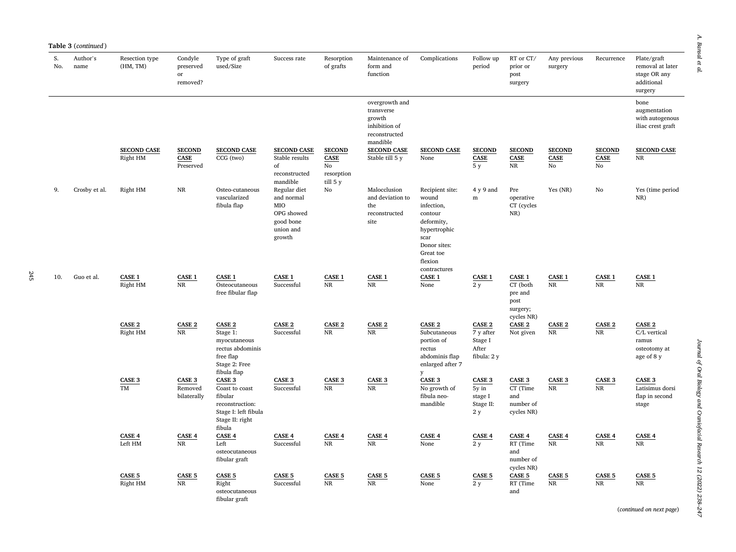**Table 3** (*continued*)

| S. No. | Author's name | Resection type (HM, TM) | Condyle preserved or removed? | Type of graft used/Size | Success rate | Resorption of grafts | Maintenance of form and function | Complications | Follow up period | RT or CT/ prior or post surgery | Any previous surgery | Recurrence | Plate/graft removal at later stage OR any additional surgery |
|---|---|---|---|---|---|---|---|---|---|---|---|---|---|
| | | | | | | | overgrowth and transverse growth inhibition of reconstructed mandible | | | | | | bone augmentation with autogenous iliac crest graft |
| | | **SECOND CASE** Right HM | **SECOND CASE** Preserved | **SECOND CASE** CCG (two) | **SECOND CASE** Stable results of reconstructed mandible | **SECOND CASE** No resorption till 5 y | **SECOND CASE** Stable till 5 y | **SECOND CASE** None | **SECOND CASE** 5 y | **SECOND CASE** NR | **SECOND CASE** No | **SECOND CASE** No | **SECOND CASE** NR |
| 9. | Crosby et al. | Right HM | NR | Osteo-cutaneous vascularized fibula flap | Regular diet and normal MIO OPG showed good bone union and growth | No | Malocclusion and deviation to the reconstructed site | Recipient site: wound infection, contour deformity, hypertrophic scar Donor sites: Great toe flexion contractures | 4 y 9 and m | Pre operative CT (cycles NR) | Yes (NR) | No | Yes (time period NR) |
| 10. | Guo et al. | **CASE 1** Right HM | **CASE 1** NR | **CASE 1** Osteocutaneous free fibular flap | **CASE 1** Successful | **CASE 1** NR | **CASE 1** NR | **CASE 1** None | **CASE 1** 2 y | **CASE 1** CT (both pre and post surgery; cycles NR) | **CASE 1** NR | **CASE 1** NR | **CASE 1** NR |
| | | **CASE 2** Right HM | **CASE 2** NR | **CASE 2** Stage 1: myocutaneous rectus abdominis free flap Stage 2: Free fibula flap | **CASE 2** Successful | **CASE 2** NR | **CASE 2** NR | **CASE 2** Subcutaneous portion of rectus abdominis flap enlarged after 7 y | **CASE 2** 7 y after Stage I After fibula: 2 y | **CASE 2** Not given | **CASE 2** NR | **CASE 2** NR | **CASE 2** C/L vertical ramus osteotomy at age of 8 y |
| | | **CASE 3** TM | **CASE 3** Removed bilaterally | **CASE 3** Coast to coast fibular reconstruction: Stage I: left fibula Stage II: right fibula | **CASE 3** Successful | **CASE 3** NR | **CASE 3** NR | **CASE 3** No growth of fibula neo-mandible | **CASE 3** 5y in stage I Stage II: 2 y | **CASE 3** CT (Time and number of cycles NR) | **CASE 3** NR | **CASE 3** NR | **CASE 3** Latisimus dorsi flap in second stage |
| | | **CASE 4** Left HM | **CASE 4** NR | **CASE 4** Left osteocutaneous fibular graft | **CASE 4** Successful | **CASE 4** NR | **CASE 4** NR | **CASE 4** None | **CASE 4** 2 y | **CASE 4** RT (Time and number of cycles NR) | **CASE 4** NR | **CASE 4** NR | **CASE 4** NR |
| | | **CASE 5** Right HM | **CASE 5** NR | **CASE 5** Right osteocutaneous fibular graft | **CASE 5** Successful | **CASE 5** NR | **CASE 5** NR | **CASE 5** None | **CASE 5** 2 y | **CASE 5** RT (Time and | **CASE 5** NR | **CASE 5** NR | **CASE 5** NR |

(*continued on next page*)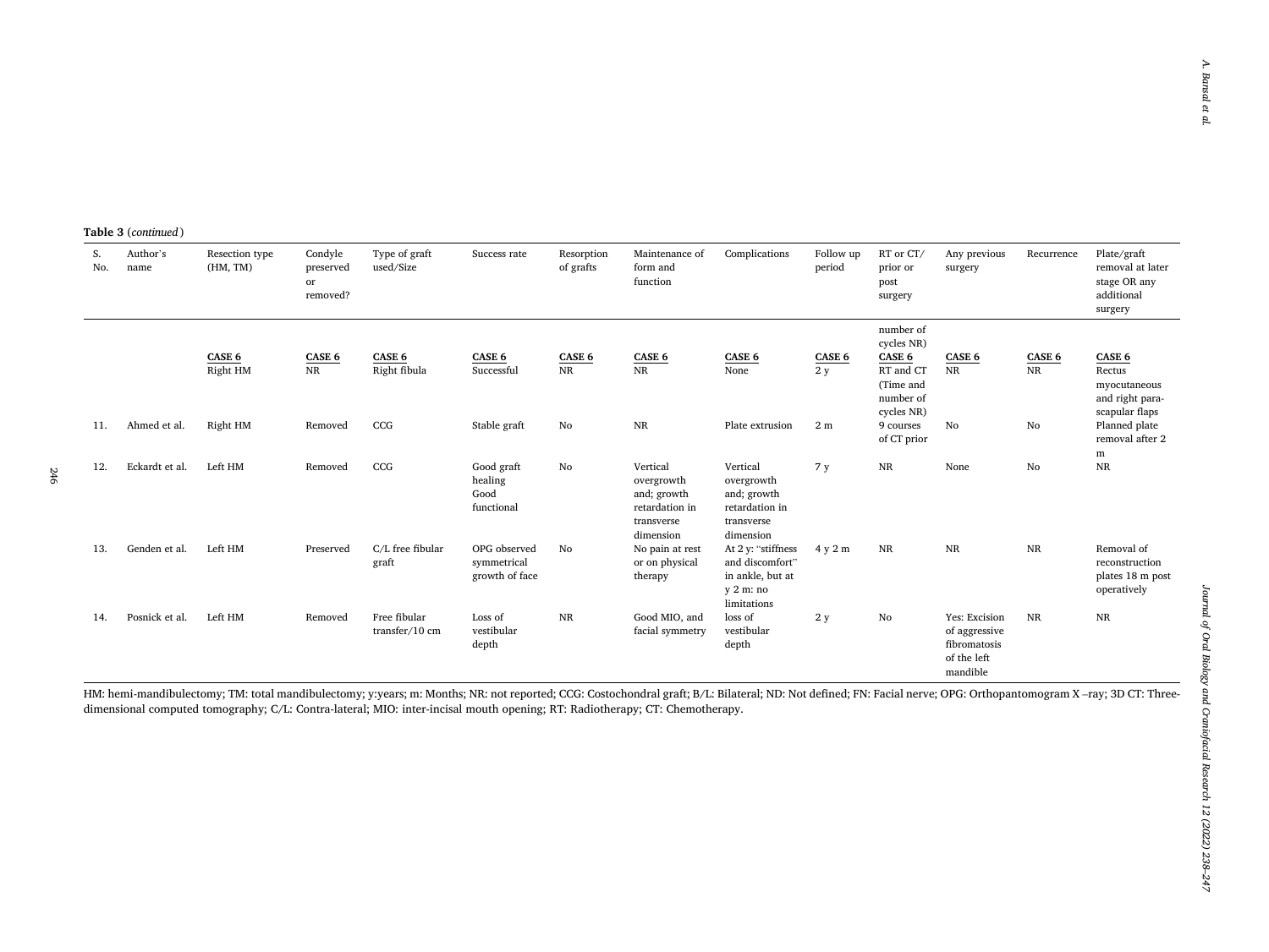**Table 3** (*continued*)

| S. No. | Author's name | Resection type (HM, TM) | Condyle preserved or removed? | Type of graft used/Size | Success rate | Resorption of grafts | Maintenance of form and function | Complications | Follow up period | RT or CT/ prior or post surgery | Any previous surgery | Recurrence | Plate/graft removal at later stage OR any additional surgery |
|---|---|---|---|---|---|---|---|---|---|---|---|---|---|
| | | | | | | | | | | number of cycles NR) | | | |
| | | CASE 6 Right HM | CASE 6 NR | CASE 6 Right fibula | CASE 6 Successful | CASE 6 NR | CASE 6 NR | CASE 6 None | CASE 6 2 y | CASE 6 RT and CT (Time and number of cycles NR) | CASE 6 NR | CASE 6 NR | CASE 6 Rectus myocutaneous and right para-scapular flaps |
| 11. | Ahmed et al. | Right HM | Removed | CCG | Stable graft | No | NR | Plate extrusion | 2 m | 9 courses of CT prior | No | No | Planned plate removal after 2 m |
| 12. | Eckardt et al. | Left HM | Removed | CCG | Good graft healing Good functional | No | Vertical overgrowth and; growth retardation in transverse dimension | Vertical overgrowth and; growth retardation in transverse dimension | 7 y | NR | None | No | NR |
| 13. | Genden et al. | Left HM | Preserved | C/L free fibular graft | OPG observed symmetrical growth of face | No | No pain at rest or on physical therapy | At 2 y: "stiffness and discomfort" in ankle, but at y 2 m: no limitations | 4 y 2 m | NR | NR | NR | Removal of reconstruction plates 18 m post operatively |
| 14. | Posnick et al. | Left HM | Removed | Free fibular transfer/10 cm | Loss of vestibular depth | NR | Good MIO, and facial symmetry | loss of vestibular depth | 2 y | No | Yes: Excision of aggressive fibromatosis of the left mandible | NR | NR |

HM: hemi-mandibulectomy; TM: total mandibulectomy; y:years; m: Months; NR: not reported; CCG: Costochondral graft; B/L: Bilateral; ND: Not defined; FN: Facial nerve; OPG: Orthopantomogram X –ray; 3D CT: Three-dimensional computed tomography; C/L: Contra-lateral; MIO: inter-incisal mouth opening; RT: Radiotherapy; CT: Chemotherapy.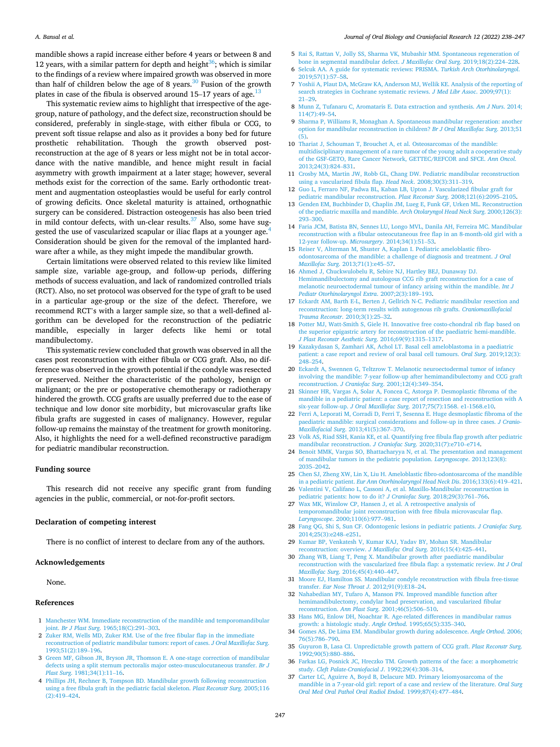mandible shows a rapid increase either before 4 years or between 8 and 12 years, with a similar pattern for depth and height[36]; which is similar to the findings of a review where impaired growth was observed in more than half of children below the age of 8 years.[30] Fusion of the growth plates in case of the fibula is observed around 15–17 years of age.[13]

This systematic review aims to highlight that irrespective of the age-group, nature of pathology, and the defect size, reconstruction should be considered, preferably in single-stage, with either fibula or CCG, to prevent soft tissue relapse and also as it provides a bony bed for future prosthetic rehabilitation. Though the growth observed post-reconstruction at the age of 8 years or less might not be in total accordance with the native mandible, and hence might result in facial asymmetry with growth impairment at a later stage; however, several methods exist for the correction of the same. Early orthodontic treatment and augmentation osteoplasties would be useful for early control of growing deficits. Once skeletal maturity is attained, orthognathic surgery can be considered. Distraction osteogenesis has also been tried in mild contour defects, with un-clear results.[37] Also, some have suggested the use of vascularized scapular or iliac flaps at a younger age.[4] Consideration should be given for the removal of the implanted hardware after a while, as they might impede the mandibular growth.

Certain limitations were observed related to this review like limited sample size, variable age-group, and follow-up periods, differing methods of success evaluation, and lack of randomized controlled trials (RCT). Also, no set protocol was observed for the type of graft to be used in a particular age-group or the size of the defect. Therefore, we recommend RCT's with a larger sample size, so that a well-defined algorithm can be developed for the reconstruction of the pediatric mandible, especially in larger defects like hemi or total mandibulectomy.

This systematic review concluded that growth was observed in all the cases post reconstruction with either fibula or CCG graft. Also, no difference was observed in the growth potential if the condyle was resected or preserved. Neither the characteristic of the pathology, benign or malignant; or the pre or postoperative chemotherapy or radiotherapy hindered the growth. CCG grafts are usually preferred due to the ease of technique and low donor site morbidity, but microvascular grafts like fibula grafts are suggested in cases of malignancy. However, regular follow-up remains the mainstay of the treatment for growth monitoring. Also, it highlights the need for a well-defined reconstructive paradigm for pediatric mandibular reconstruction.

## Funding source

This research did not receive any specific grant from funding agencies in the public, commercial, or not-for-profit sectors.

## Declaration of competing interest

There is no conflict of interest to declare from any of the authors.

## Acknowledgements

None.

## References

1. Manchester WM. Immediate reconstruction of the mandible and temporomandibular joint. *Br J Plast Surg*. 1965;18(C):291–303.
2. Zuker RM, Wells MD, Zuker RM. Use of the free fibular flap in the immediate reconstruction of pediatric mandibular tumors: report of cases. *J Oral Maxillofac Surg*. 1993;51(2):189–196.
3. Green MF, Gibson JR, Bryson JR, Thomson E. A one-stage correction of mandibular defects using a split sternum pectoralis major osteo-musculocutaneous transfer. *Br J Plast Surg*. 1981;34(1):11–16.
4. Phillips JH, Rechner B, Tompson BD. Mandibular growth following reconstruction using a free fibula graft in the pediatric facial skeleton. *Plast Reconstr Surg*. 2005;116(2):419–424.
5. Rai S, Rattan V, Jolly SS, Sharma VK, Mubashir MM. Spontaneous regeneration of bone in segmental mandibular defect. *J Maxillofac Oral Surg*. 2019;18(2):224–228.
6. Selcuk AA. A guide for systematic reviews: PRISMA. *Turkish Arch Otorhinolaryngol*. 2019;57(1):57–58.
7. Yoshii A, Plaut DA, McGraw KA, Anderson MJ, Wellik KE. Analysis of the reporting of search strategies in Cochrane systematic reviews. *J Med Libr Assoc*. 2009;97(1):21–29.
8. Munn Z, Tufanaru C, Aromataris E. Data extraction and synthesis. *Am J Nurs*. 2014;114(7):49–54.
9. Sharma P, Williams R, Monaghan A. Spontaneous mandibular regeneration: another option for mandibular reconstruction in children? *Br J Oral Maxillofac Surg*. 2013;51(5).
10. Thariat J, Schouman T, Brouchet A, et al. Osteosarcomas of the mandible: multidisciplinary management of a rare tumor of the young adult a cooperative study of the GSF-GETO, Rare Cancer Network, GETTEC/REFCOR and SFCE. *Ann Oncol*. 2013;24(3):824–831.
11. Crosby MA, Martin JW, Robb GL, Chang DW. Pediatric mandibular reconstruction using a vascularized fibula flap. *Head Neck*. 2008;30(3):311–319.
12. Guo L, Ferraro NF, Padwa BL, Kaban LB, Upton J. Vascularized fibular graft for pediatric mandibular reconstruction. *Plast Reconstr Surg*. 2008;121(6):2095–2105.
13. Genden EM, Buchbinder D, Chaplin JM, Lueg E, Funk GF, Urken ML. Reconstruction of the pediatric maxilla and mandible. *Arch Otolaryngol Head Neck Surg*. 2000;126(3):293–300.
14. Faria JCM, Batista BN, Sennes LU, Longo MVL, Danila AH, Ferreira MC. Mandibular reconstruction with a fibular osteocutaneous free flap in an 8-month-old girl with a 12-year follow-up. *Microsurgery*. 2014;34(1):51–53.
15. Reiser V, Alterman M, Shuster A, Kaplan I. Pediatric ameloblastic fibro-odontosarcoma of the mandible: a challenge of diagnosis and treatment. *J Oral Maxillofac Surg*. 2013;71(1):e45–57.
16. Ahmed J, Chuckwulobelu R, Sebire NJ, Hartley BEJ, Dunaway DJ. Hemimandibulectomy and autologous CCG rib graft reconstruction for a case of melanotic neuroectodermal tumour of infancy arising within the mandible. *Int J Pediatr Otorhinolaryngol Extra*. 2007;2(3):189–193.
17. Eckardt AM, Barth E-L, Berten J, Gellrich N-C. Pediatric mandibular resection and reconstruction: long-term results with autogenous rib grafts. *Craniomaxillofacial Trauma Reconstr*. 2010;3(1):25–32.
18. Potter MJ, Watt-Smith S, Giele H. Innovative free costo-chondral rib flap based on the superior epigastric artery for reconstruction of the paediatric hemi-mandible. *J Plast Reconstr Aesthetic Surg*. 2016;69(9):1315–1317.
19. Kazakydasan S, Zamhari AK, Achol LT. Basal cell ameloblastoma in a paediatric patient: a case report and review of oral basal cell tumours. *Oral Surg*. 2019;12(3):248–254.
20. Eckardt A, Swennen G, Teltzrow T. Melanotic neuroectodermal tumor of infancy involving the mandible: 7-year follow-up after hemimandibulectomy and CCG graft reconstruction. *J Craniofac Surg*. 2001;12(4):349–354.
21. Skinner HR, Vargas A, Solar A, Foncea C, Astorga P. Desmoplastic fibroma of the mandible in a pediatric patient: a case report of resection and reconstruction with A six-year follow-up. *J Oral Maxillofac Surg*. 2017;75(7):1568. e1-1568.e10.
22. Ferri A, Leporati M, Corradi D, Ferri T, Sesenna E. Huge desmoplastic fibroma of the paediatric mandible: surgical considerations and follow-up in three cases. *J Cranio-Maxillofacial Surg*. 2013;41(5):367–370.
23. Volk AS, Riad SSH, Kania KE, et al. Quantifying free fibula flap growth after pediatric mandibular reconstruction. *J Craniofac Surg*. 2020;31(7):e710–e714.
24. Benoit MMK, Vargas SO, Bhattacharyya N, et al. The presentation and management of mandibular tumors in the pediatric population. *Laryngoscope*. 2013;123(8):2035–2042.
25. Chen SJ, Zheng XW, Lin X, Liu H. Ameloblastic fibro-odontosarcoma of the mandible in a pediatric patient. *Eur Ann Otorhinolaryngol Head Neck Dis*. 2016;133(6):419–421.
26. Valentini V, Califano L, Cassoni A, et al. Maxillo-Mandibular reconstruction in pediatric patients: how to do it? *J Craniofac Surg*. 2018;29(3):761–766.
27. Wax MK, Winslow CP, Hansen J, et al. A retrospective analysis of temporomandibular joint reconstruction with free fibula microvascular flap. *Laryngoscope*. 2000;110(6):977–981.
28. Fang QG, Shi S, Sun CF. Odontogenic lesions in pediatric patients. *J Craniofac Surg*. 2014;25(3):e248–e251.
29. Kumar BP, Venkatesh V, Kumar KAJ, Yadav BY, Mohan SR. Mandibular reconstruction: overview. *J Maxillofac Oral Surg*. 2016;15(4):425–441.
30. Zhang WB, Liang T, Peng X. Mandibular growth after paediatric mandibular reconstruction with the vascularized free fibula flap: a systematic review. *Int J Oral Maxillofac Surg*. 2016;45(4):440–447.
31. Moore EJ, Hamilton SS. Mandibular condyle reconstruction with fibula free-tissue transfer. *Ear Nose Throat J*. 2012;91(9):E18–24.
32. Nahabedian MY, Tufaro A, Manson PN. Improved mandible function after hemimandibulectomy, condylar head preservation, and vascularized fibular reconstruction. *Ann Plast Surg*. 2001;46(5):506–510.
33. Hans MG, Enlow DH, Noachtar R. Age-related differences in mandibular ramus growth: a histologic study. *Angle Orthod*. 1995;65(5):335–340.
34. Gomes AS, De Lima EM. Mandibular growth during adolescence. *Angle Orthod*. 2006;76(5):786–790.
35. Guyuron B, Lasa CI. Unpredictable growth pattern of CCG graft. *Plast Reconstr Surg*. 1992;90(5):880–886.
36. Farkas LG, Posnick JC, Hreczko TM. Growth patterns of the face: a morphometric study. *Cleft Palate-Craniofacial J*. 1992;29(4):308–314.
37. Carter LC, Aguirre A, Boyd B, Delacure MD. Primary leiomyosarcoma of the mandible in a 7-year-old girl: report of a case and review of the literature. *Oral Surg Oral Med Oral Pathol Oral Radiol Endod*. 1999;87(4):477–484.